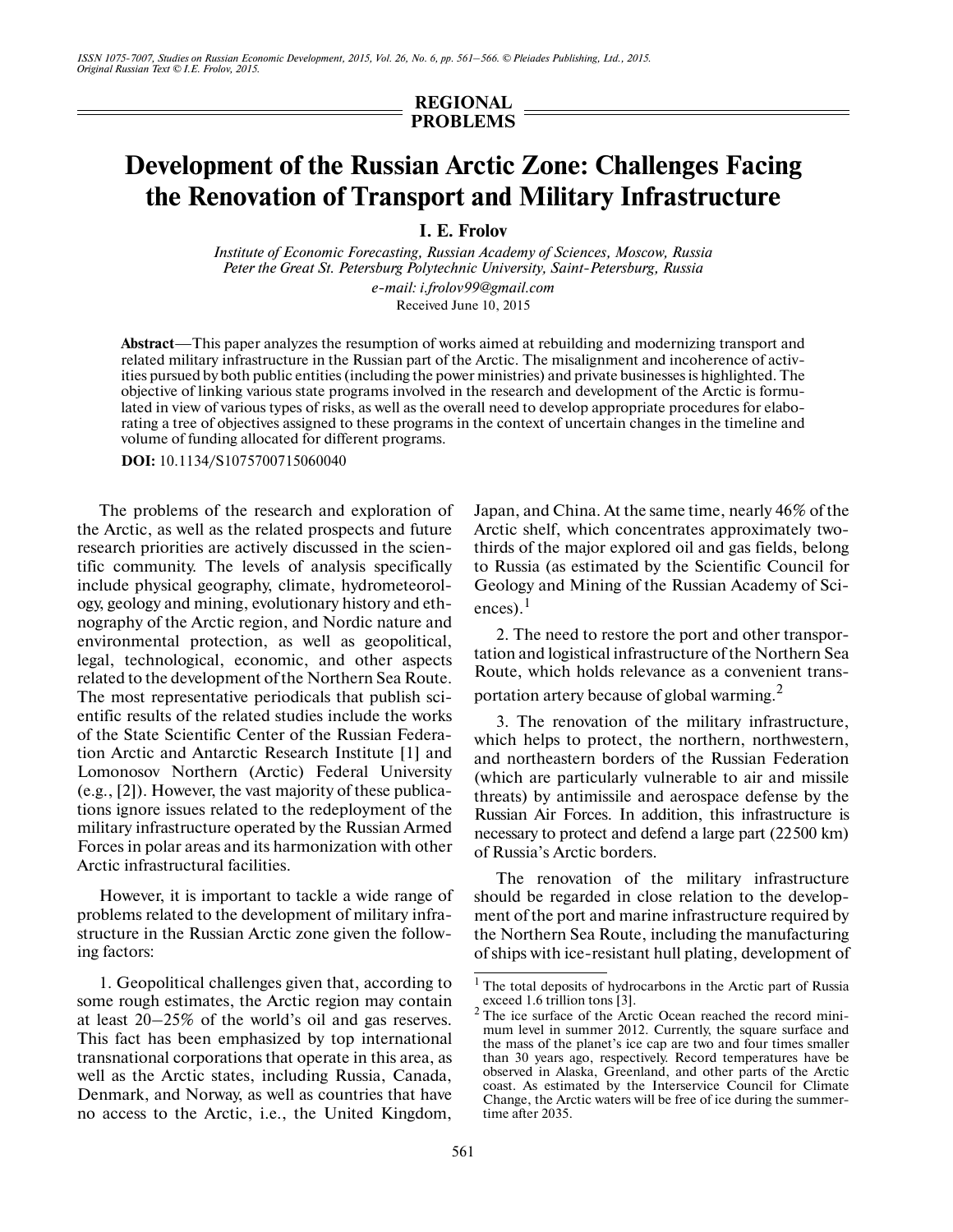REGIONAL PROBLEMS

# Development of the Russian Arctic Zone: Challenges Facing the Renovation of Transport and Military Infrastructure

**I. E. Frolov**

*Institute of Economic Forecasting, Russian Academy of Sciences, Moscow, Russia*
*Peter the Great St. Petersburg Polytechnic University, Saint-Petersburg, Russia*
*e-mail: i.frolov99@gmail.com*
Received June 10, 2015

**Abstract**—This paper analyzes the resumption of works aimed at rebuilding and modernizing transport and related military infrastructure in the Russian part of the Arctic. The misalignment and incoherence of activities pursued by both public entities (including the power ministries) and private businesses is highlighted. The objective of linking various state programs involved in the research and development of the Arctic is formulated in view of various types of risks, as well as the overall need to develop appropriate procedures for elaborating a tree of objectives assigned to these programs in the context of uncertain changes in the timeline and volume of funding allocated for different programs.

**DOI:** 10.1134/S1075700715060040

The problems of the research and exploration of the Arctic, as well as the related prospects and future research priorities are actively discussed in the scientific community. The levels of analysis specifically include physical geography, climate, hydrometeorology, geology and mining, evolutionary history and ethnography of the Arctic region, and Nordic nature and environmental protection, as well as geopolitical, legal, technological, economic, and other aspects related to the development of the Northern Sea Route. The most representative periodicals that publish scientific results of the related studies include the works of the State Scientific Center of the Russian Federation Arctic and Antarctic Research Institute [1] and Lomonosov Northern (Arctic) Federal University (e.g., [2]). However, the vast majority of these publications ignore issues related to the redeployment of the military infrastructure operated by the Russian Armed Forces in polar areas and its harmonization with other Arctic infrastructural facilities.

However, it is important to tackle a wide range of problems related to the development of military infrastructure in the Russian Arctic zone given the following factors:

1. Geopolitical challenges given that, according to some rough estimates, the Arctic region may contain at least 20–25% of the world's oil and gas reserves. This fact has been emphasized by top international transnational corporations that operate in this area, as well as the Arctic states, including Russia, Canada, Denmark, and Norway, as well as countries that have no access to the Arctic, i.e., the United Kingdom, Japan, and China. At the same time, nearly 46% of the Arctic shelf, which concentrates approximately two-thirds of the major explored oil and gas fields, belong to Russia (as estimated by the Scientific Council for Geology and Mining of the Russian Academy of Sciences).[1]

2. The need to restore the port and other transportation and logistical infrastructure of the Northern Sea Route, which holds relevance as a convenient transportation artery because of global warming.[2]

3. The renovation of the military infrastructure, which helps to protect, the northern, northwestern, and northeastern borders of the Russian Federation (which are particularly vulnerable to air and missile threats) by antimissile and aerospace defense by the Russian Air Forces. In addition, this infrastructure is necessary to protect and defend a large part (22500 km) of Russia's Arctic borders.

The renovation of the military infrastructure should be regarded in close relation to the development of the port and marine infrastructure required by the Northern Sea Route, including the manufacturing of ships with ice-resistant hull plating, development of

[1] The total deposits of hydrocarbons in the Arctic part of Russia exceed 1.6 trillion tons [3].

[2] The ice surface of the Arctic Ocean reached the record minimum level in summer 2012. Currently, the square surface and the mass of the planet's ice cap are two and four times smaller than 30 years ago, respectively. Record temperatures have be observed in Alaska, Greenland, and other parts of the Arctic coast. As estimated by the Interservice Council for Climate Change, the Arctic waters will be free of ice during the summertime after 2035.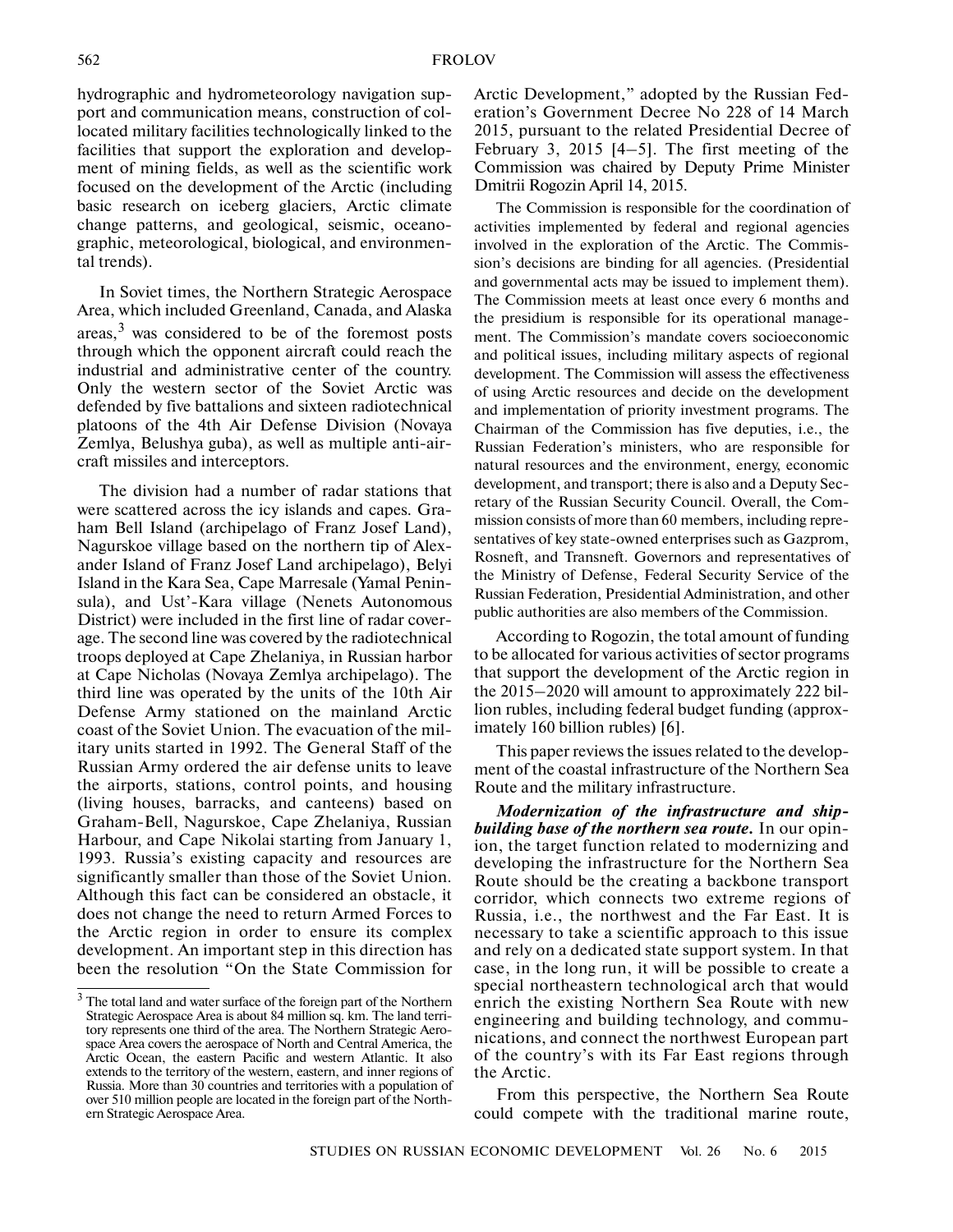hydrographic and hydrometeorology navigation support and communication means, construction of collocated military facilities technologically linked to the facilities that support the exploration and development of mining fields, as well as the scientific work focused on the development of the Arctic (including basic research on iceberg glaciers, Arctic climate change patterns, and geological, seismic, oceanographic, meteorological, biological, and environmental trends).

In Soviet times, the Northern Strategic Aerospace Area, which included Greenland, Canada, and Alaska areas,[3] was considered to be of the foremost posts through which the opponent aircraft could reach the industrial and administrative center of the country. Only the western sector of the Soviet Arctic was defended by five battalions and sixteen radiotechnical platoons of the 4th Air Defense Division (Novaya Zemlya, Belushya guba), as well as multiple anti-aircraft missiles and interceptors.

The division had a number of radar stations that were scattered across the icy islands and capes. Graham Bell Island (archipelago of Franz Josef Land), Nagurskoe village based on the northern tip of Alexander Island of Franz Josef Land archipelago), Belyi Island in the Kara Sea, Cape Marresale (Yamal Peninsula), and Ust'-Kara village (Nenets Autonomous District) were included in the first line of radar coverage. The second line was covered by the radiotechnical troops deployed at Cape Zhelaniya, in Russian harbor at Cape Nicholas (Novaya Zemlya archipelago). The third line was operated by the units of the 10th Air Defense Army stationed on the mainland Arctic coast of the Soviet Union. The evacuation of the military units started in 1992. The General Staff of the Russian Army ordered the air defense units to leave the airports, stations, control points, and housing (living houses, barracks, and canteens) based on Graham-Bell, Nagurskoe, Cape Zhelaniya, Russian Harbour, and Cape Nikolai starting from January 1, 1993. Russia's existing capacity and resources are significantly smaller than those of the Soviet Union. Although this fact can be considered an obstacle, it does not change the need to return Armed Forces to the Arctic region in order to ensure its complex development. An important step in this direction has been the resolution "On the State Commission for Arctic Development," adopted by the Russian Federation's Government Decree No 228 of 14 March 2015, pursuant to the related Presidential Decree of February 3, 2015 [4–5]. The first meeting of the Commission was chaired by Deputy Prime Minister Dmitrii Rogozin April 14, 2015.

The Commission is responsible for the coordination of activities implemented by federal and regional agencies involved in the exploration of the Arctic. The Commission's decisions are binding for all agencies. (Presidential and governmental acts may be issued to implement them). The Commission meets at least once every 6 months and the presidium is responsible for its operational management. The Commission's mandate covers socioeconomic and political issues, including military aspects of regional development. The Commission will assess the effectiveness of using Arctic resources and decide on the development and implementation of priority investment programs. The Chairman of the Commission has five deputies, i.e., the Russian Federation's ministers, who are responsible for natural resources and the environment, energy, economic development, and transport; there is also and a Deputy Secretary of the Russian Security Council. Overall, the Commission consists of more than 60 members, including representatives of key state-owned enterprises such as Gazprom, Rosneft, and Transneft. Governors and representatives of the Ministry of Defense, Federal Security Service of the Russian Federation, Presidential Administration, and other public authorities are also members of the Commission.

According to Rogozin, the total amount of funding to be allocated for various activities of sector programs that support the development of the Arctic region in the 2015–2020 will amount to approximately 222 billion rubles, including federal budget funding (approximately 160 billion rubles) [6].

This paper reviews the issues related to the development of the coastal infrastructure of the Northern Sea Route and the military infrastructure.

***Modernization of the infrastructure and shipbuilding base of the northern sea route.*** In our opinion, the target function related to modernizing and developing the infrastructure for the Northern Sea Route should be the creating a backbone transport corridor, which connects two extreme regions of Russia, i.e., the northwest and the Far East. It is necessary to take a scientific approach to this issue and rely on a dedicated state support system. In that case, in the long run, it will be possible to create a special northeastern technological arch that would enrich the existing Northern Sea Route with new engineering and building technology, and communications, and connect the northwest European part of the country's with its Far East regions through the Arctic.

From this perspective, the Northern Sea Route could compete with the traditional marine route,

[3] The total land and water surface of the foreign part of the Northern Strategic Aerospace Area is about 84 million sq. km. The land territory represents one third of the area. The Northern Strategic Aerospace Area covers the aerospace of North and Central America, the Arctic Ocean, the eastern Pacific and western Atlantic. It also extends to the territory of the western, eastern, and inner regions of Russia. More than 30 countries and territories with a population of over 510 million people are located in the foreign part of the Northern Strategic Aerospace Area.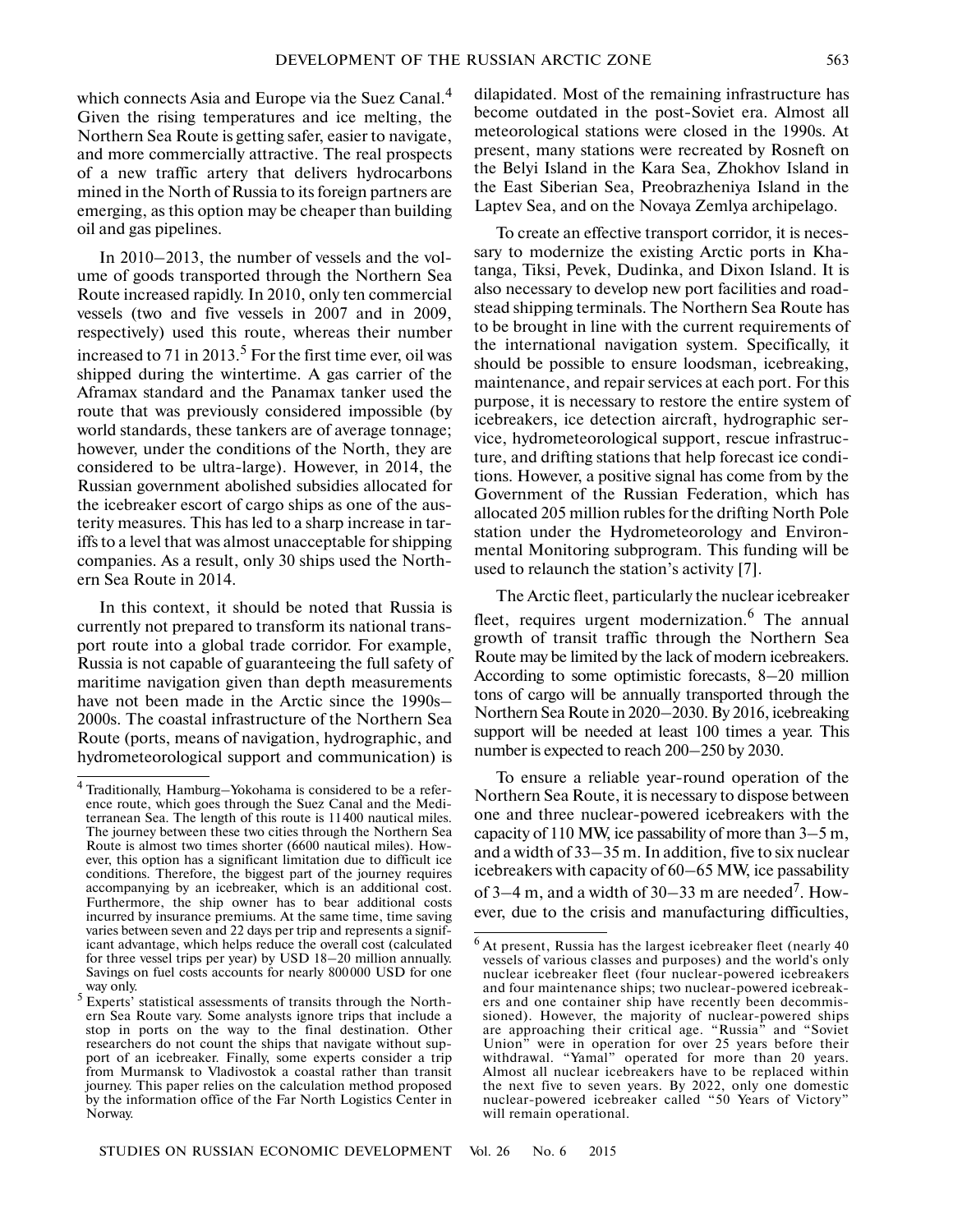which connects Asia and Europe via the Suez Canal.[4] Given the rising temperatures and ice melting, the Northern Sea Route is getting safer, easier to navigate, and more commercially attractive. The real prospects of a new traffic artery that delivers hydrocarbons mined in the North of Russia to its foreign partners are emerging, as this option may be cheaper than building oil and gas pipelines.

In 2010–2013, the number of vessels and the volume of goods transported through the Northern Sea Route increased rapidly. In 2010, only ten commercial vessels (two and five vessels in 2007 and in 2009, respectively) used this route, whereas their number increased to 71 in 2013.[5] For the first time ever, oil was shipped during the wintertime. A gas carrier of the Aframax standard and the Panamax tanker used the route that was previously considered impossible (by world standards, these tankers are of average tonnage; however, under the conditions of the North, they are considered to be ultra-large). However, in 2014, the Russian government abolished subsidies allocated for the icebreaker escort of cargo ships as one of the austerity measures. This has led to a sharp increase in tariffs to a level that was almost unacceptable for shipping companies. As a result, only 30 ships used the Northern Sea Route in 2014.

In this context, it should be noted that Russia is currently not prepared to transform its national transport route into a global trade corridor. For example, Russia is not capable of guaranteeing the full safety of maritime navigation given than depth measurements have not been made in the Arctic since the 1990s–2000s. The coastal infrastructure of the Northern Sea Route (ports, means of navigation, hydrographic, and hydrometeorological support and communication) is dilapidated. Most of the remaining infrastructure has become outdated in the post-Soviet era. Almost all meteorological stations were closed in the 1990s. At present, many stations were recreated by Rosneft on the Belyi Island in the Kara Sea, Zhokhov Island in the East Siberian Sea, Preobrazheniya Island in the Laptev Sea, and on the Novaya Zemlya archipelago.

To create an effective transport corridor, it is necessary to modernize the existing Arctic ports in Khatanga, Tiksi, Pevek, Dudinka, and Dixon Island. It is also necessary to develop new port facilities and roadstead shipping terminals. The Northern Sea Route has to be brought in line with the current requirements of the international navigation system. Specifically, it should be possible to ensure loodsman, icebreaking, maintenance, and repair services at each port. For this purpose, it is necessary to restore the entire system of icebreakers, ice detection aircraft, hydrographic service, hydrometeorological support, rescue infrastructure, and drifting stations that help forecast ice conditions. However, a positive signal has come from by the Government of the Russian Federation, which has allocated 205 million rubles for the drifting North Pole station under the Hydrometeorology and Environmental Monitoring subprogram. This funding will be used to relaunch the station's activity [7].

The Arctic fleet, particularly the nuclear icebreaker fleet, requires urgent modernization.[6] The annual growth of transit traffic through the Northern Sea Route may be limited by the lack of modern icebreakers. According to some optimistic forecasts, 8–20 million tons of cargo will be annually transported through the Northern Sea Route in 2020–2030. By 2016, icebreaking support will be needed at least 100 times a year. This number is expected to reach 200–250 by 2030.

To ensure a reliable year-round operation of the Northern Sea Route, it is necessary to dispose between one and three nuclear-powered icebreakers with the capacity of 110 MW, ice passability of more than 3–5 m, and a width of 33–35 m. In addition, five to six nuclear icebreakers with capacity of 60–65 MW, ice passability of 3–4 m, and a width of 30–33 m are needed[7]. However, due to the crisis and manufacturing difficulties,

---

[4] Traditionally, Hamburg–Yokohama is considered to be a reference route, which goes through the Suez Canal and the Mediterranean Sea. The length of this route is 11400 nautical miles. The journey between these two cities through the Northern Sea Route is almost two times shorter (6600 nautical miles). However, this option has a significant limitation due to difficult ice conditions. Therefore, the biggest part of the journey requires accompanying by an icebreaker, which is an additional cost. Furthermore, the ship owner has to bear additional costs incurred by insurance premiums. At the same time, time saving varies between seven and 22 days per trip and represents a significant advantage, which helps reduce the overall cost (calculated for three vessel trips per year) by USD 18–20 million annually. Savings on fuel costs accounts for nearly 800000 USD for one way only.

[5] Experts' statistical assessments of transits through the Northern Sea Route vary. Some analysts ignore trips that include a stop in ports on the way to the final destination. Other researchers do not count the ships that navigate without support of an icebreaker. Finally, some experts consider a trip from Murmansk to Vladivostok a coastal rather than transit journey. This paper relies on the calculation method proposed by the information office of the Far North Logistics Center in Norway.

[6] At present, Russia has the largest icebreaker fleet (nearly 40 vessels of various classes and purposes) and the world's only nuclear icebreaker fleet (four nuclear-powered icebreakers and four maintenance ships; two nuclear-powered icebreakers and one container ship have recently been decommissioned). However, the majority of nuclear-powered ships are approaching their critical age. "Russia" and "Soviet Union" were in operation for over 25 years before their withdrawal. "Yamal" operated for more than 20 years. Almost all nuclear icebreakers have to be replaced within the next five to seven years. By 2022, only one domestic nuclear-powered icebreaker called "50 Years of Victory" will remain operational.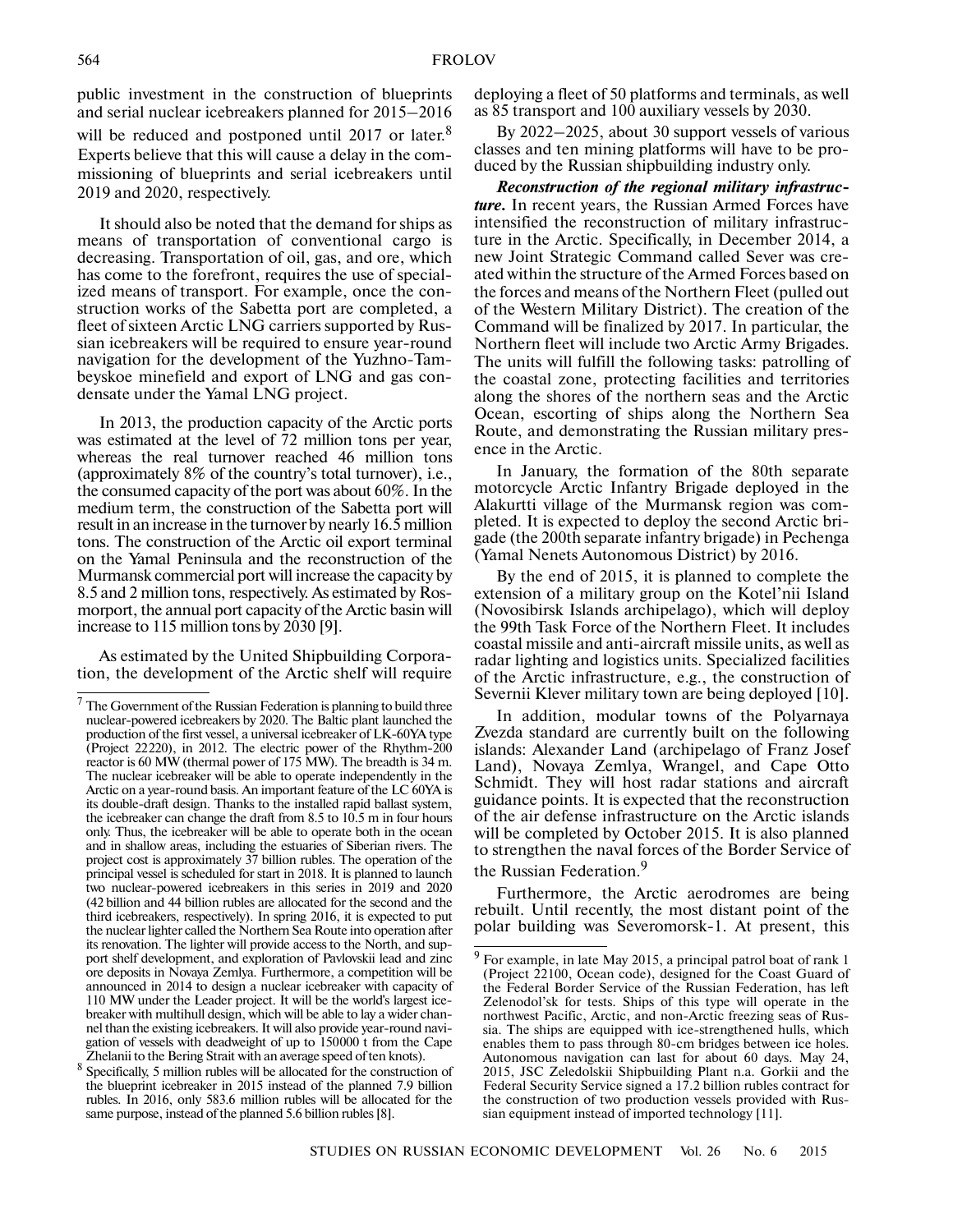public investment in the construction of blueprints and serial nuclear icebreakers planned for 2015–2016 will be reduced and postponed until 2017 or later.[8] Experts believe that this will cause a delay in the commissioning of blueprints and serial icebreakers until 2019 and 2020, respectively.

It should also be noted that the demand for ships as means of transportation of conventional cargo is decreasing. Transportation of oil, gas, and ore, which has come to the forefront, requires the use of specialized means of transport. For example, once the construction works of the Sabetta port are completed, a fleet of sixteen Arctic LNG carriers supported by Russian icebreakers will be required to ensure year-round navigation for the development of the Yuzhno-Tambeyskoe minefield and export of LNG and gas condensate under the Yamal LNG project.

In 2013, the production capacity of the Arctic ports was estimated at the level of 72 million tons per year, whereas the real turnover reached 46 million tons (approximately 8% of the country's total turnover), i.e., the consumed capacity of the port was about 60%. In the medium term, the construction of the Sabetta port will result in an increase in the turnover by nearly 16.5 million tons. The construction of the Arctic oil export terminal on the Yamal Peninsula and the reconstruction of the Murmansk commercial port will increase the capacity by 8.5 and 2 million tons, respectively. As estimated by Rosmorport, the annual port capacity of the Arctic basin will increase to 115 million tons by 2030 [9].

As estimated by the United Shipbuilding Corporation, the development of the Arctic shelf will require deploying a fleet of 50 platforms and terminals, as well as 85 transport and 100 auxiliary vessels by 2030.

By 2022–2025, about 30 support vessels of various classes and ten mining platforms will have to be produced by the Russian shipbuilding industry only.

***Reconstruction of the regional military infrastructure.*** In recent years, the Russian Armed Forces have intensified the reconstruction of military infrastructure in the Arctic. Specifically, in December 2014, a new Joint Strategic Command called Sever was created within the structure of the Armed Forces based on the forces and means of the Northern Fleet (pulled out of the Western Military District). The creation of the Command will be finalized by 2017. In particular, the Northern fleet will include two Arctic Army Brigades. The units will fulfill the following tasks: patrolling of the coastal zone, protecting facilities and territories along the shores of the northern seas and the Arctic Ocean, escorting of ships along the Northern Sea Route, and demonstrating the Russian military presence in the Arctic.

In January, the formation of the 80th separate motorcycle Arctic Infantry Brigade deployed in the Alakurtti village of the Murmansk region was completed. It is expected to deploy the second Arctic brigade (the 200th separate infantry brigade) in Pechenga (Yamal Nenets Autonomous District) by 2016.

By the end of 2015, it is planned to complete the extension of a military group on the Kotel'nii Island (Novosibirsk Islands archipelago), which will deploy the 99th Task Force of the Northern Fleet. It includes coastal missile and anti-aircraft missile units, as well as radar lighting and logistics units. Specialized facilities of the Arctic infrastructure, e.g., the construction of Severnii Klever military town are being deployed [10].

In addition, modular towns of the Polyarnaya Zvezda standard are currently built on the following islands: Alexander Land (archipelago of Franz Josef Land), Novaya Zemlya, Wrangel, and Cape Otto Schmidt. They will host radar stations and aircraft guidance points. It is expected that the reconstruction of the air defense infrastructure on the Arctic islands will be completed by October 2015. It is also planned to strengthen the naval forces of the Border Service of the Russian Federation.[9]

Furthermore, the Arctic aerodromes are being rebuilt. Until recently, the most distant point of the polar building was Severomorsk-1. At present, this

---

[7] The Government of the Russian Federation is planning to build three nuclear-powered icebreakers by 2020. The Baltic plant launched the production of the first vessel, a universal icebreaker of LK-60YA type (Project 22220), in 2012. The electric power of the Rhythm-200 reactor is 60 MW (thermal power of 175 MW). The breadth is 34 m. The nuclear icebreaker will be able to operate independently in the Arctic on a year-round basis. An important feature of the LC 60YA is its double-draft design. Thanks to the installed rapid ballast system, the icebreaker can change the draft from 8.5 to 10.5 m in four hours only. Thus, the icebreaker will be able to operate both in the ocean and in shallow areas, including the estuaries of Siberian rivers. The project cost is approximately 37 billion rubles. The operation of the principal vessel is scheduled for start in 2018. It is planned to launch two nuclear-powered icebreakers in this series in 2019 and 2020 (42 billion and 44 billion rubles are allocated for the second and the third icebreakers, respectively). In spring 2016, it is expected to put the nuclear lighter called the Northern Sea Route into operation after its renovation. The lighter will provide access to the North, and support shelf development, and exploration of Pavlovskii lead and zinc ore deposits in Novaya Zemlya. Furthermore, a competition will be announced in 2014 to design a nuclear icebreaker with capacity of 110 MW under the Leader project. It will be the world's largest icebreaker with multihull design, which will be able to lay a wider channel than the existing icebreakers. It will also provide year-round navigation of vessels with deadweight of up to 150000 t from the Cape Zhelanii to the Bering Strait with an average speed of ten knots).

[8] Specifically, 5 million rubles will be allocated for the construction of the blueprint icebreaker in 2015 instead of the planned 7.9 billion rubles. In 2016, only 583.6 million rubles will be allocated for the same purpose, instead of the planned 5.6 billion rubles [8].

[9] For example, in late May 2015, a principal patrol boat of rank 1 (Project 22100, Ocean code), designed for the Coast Guard of the Federal Border Service of the Russian Federation, has left Zelenodol'sk for tests. Ships of this type will operate in the northwest Pacific, Arctic, and non-Arctic freezing seas of Russia. The ships are equipped with ice-strengthened hulls, which enables them to pass through 80-cm bridges between ice holes. Autonomous navigation can last for about 60 days. May 24, 2015, JSC Zeledolskii Shipbuilding Plant n.a. Gorkii and the Federal Security Service signed a 17.2 billion rubles contract for the construction of two production vessels provided with Russian equipment instead of imported technology [11].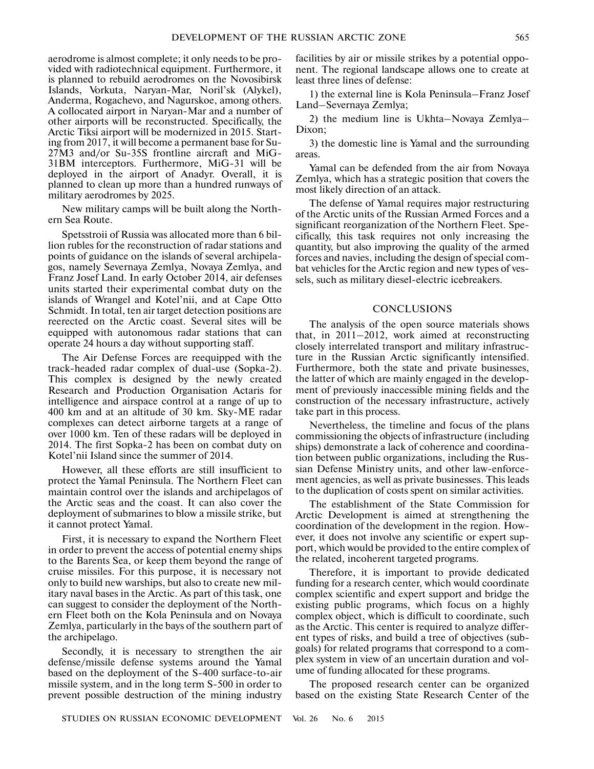aerodrome is almost complete; it only needs to be provided with radiotechnical equipment. Furthermore, it is planned to rebuild aerodromes on the Novosibirsk Islands, Vorkuta, Naryan-Mar, Noril'sk (Alykel), Anderma, Rogachevo, and Nagurskoe, among others. A collocated airport in Naryan-Mar and a number of other airports will be reconstructed. Specifically, the Arctic Tiksi airport will be modernized in 2015. Starting from 2017, it will become a permanent base for Su-27M3 and/or Su-35S frontline aircraft and MiG-31BM interceptors. Furthermore, MiG-31 will be deployed in the airport of Anadyr. Overall, it is planned to clean up more than a hundred runways of military aerodromes by 2025.

New military camps will be built along the Northern Sea Route.

Spetsstroii of Russia was allocated more than 6 billion rubles for the reconstruction of radar stations and points of guidance on the islands of several archipelagos, namely Severnaya Zemlya, Novaya Zemlya, and Franz Josef Land. In early October 2014, air defenses units started their experimental combat duty on the islands of Wrangel and Kotel'nii, and at Cape Otto Schmidt. In total, ten air target detection positions are reerected on the Arctic coast. Several sites will be equipped with autonomous radar stations that can operate 24 hours a day without supporting staff.

The Air Defense Forces are reequipped with the track-headed radar complex of dual-use (Sopka-2). This complex is designed by the newly created Research and Production Organisation Actaris for intelligence and airspace control at a range of up to 400 km and at an altitude of 30 km. Sky-ME radar complexes can detect airborne targets at a range of over 1000 km. Ten of these radars will be deployed in 2014. The first Sopka-2 has been on combat duty on Kotel'nii Island since the summer of 2014.

However, all these efforts are still insufficient to protect the Yamal Peninsula. The Northern Fleet can maintain control over the islands and archipelagos of the Arctic seas and the coast. It can also cover the deployment of submarines to blow a missile strike, but it cannot protect Yamal.

First, it is necessary to expand the Northern Fleet in order to prevent the access of potential enemy ships to the Barents Sea, or keep them beyond the range of cruise missiles. For this purpose, it is necessary not only to build new warships, but also to create new military naval bases in the Arctic. As part of this task, one can suggest to consider the deployment of the Northern Fleet both on the Kola Peninsula and on Novaya Zemlya, particularly in the bays of the southern part of the archipelago.

Secondly, it is necessary to strengthen the air defense/missile defense systems around the Yamal based on the deployment of the S-400 surface-to-air missile system, and in the long term S-500 in order to prevent possible destruction of the mining industry facilities by air or missile strikes by a potential opponent. The regional landscape allows one to create at least three lines of defense:

1) the external line is Kola Peninsula–Franz Josef Land–Severnaya Zemlya;

2) the medium line is Ukhta–Novaya Zemlya–Dixon;

3) the domestic line is Yamal and the surrounding areas.

Yamal can be defended from the air from Novaya Zemlya, which has a strategic position that covers the most likely direction of an attack.

The defense of Yamal requires major restructuring of the Arctic units of the Russian Armed Forces and a significant reorganization of the Northern Fleet. Specifically, this task requires not only increasing the quantity, but also improving the quality of the armed forces and navies, including the design of special combat vehicles for the Arctic region and new types of vessels, such as military diesel-electric icebreakers.

## CONCLUSIONS

The analysis of the open source materials shows that, in 2011–2012, work aimed at reconstructing closely interrelated transport and military infrastructure in the Russian Arctic significantly intensified. Furthermore, both the state and private businesses, the latter of which are mainly engaged in the development of previously inaccessible mining fields and the construction of the necessary infrastructure, actively take part in this process.

Nevertheless, the timeline and focus of the plans commissioning the objects of infrastructure (including ships) demonstrate a lack of coherence and coordination between public organizations, including the Russian Defense Ministry units, and other law-enforcement agencies, as well as private businesses. This leads to the duplication of costs spent on similar activities.

The establishment of the State Commission for Arctic Development is aimed at strengthening the coordination of the development in the region. However, it does not involve any scientific or expert support, which would be provided to the entire complex of the related, incoherent targeted programs.

Therefore, it is important to provide dedicated funding for a research center, which would coordinate complex scientific and expert support and bridge the existing public programs, which focus on a highly complex object, which is difficult to coordinate, such as the Arctic. This center is required to analyze different types of risks, and build a tree of objectives (subgoals) for related programs that correspond to a complex system in view of an uncertain duration and volume of funding allocated for these programs.

The proposed research center can be organized based on the existing State Research Center of the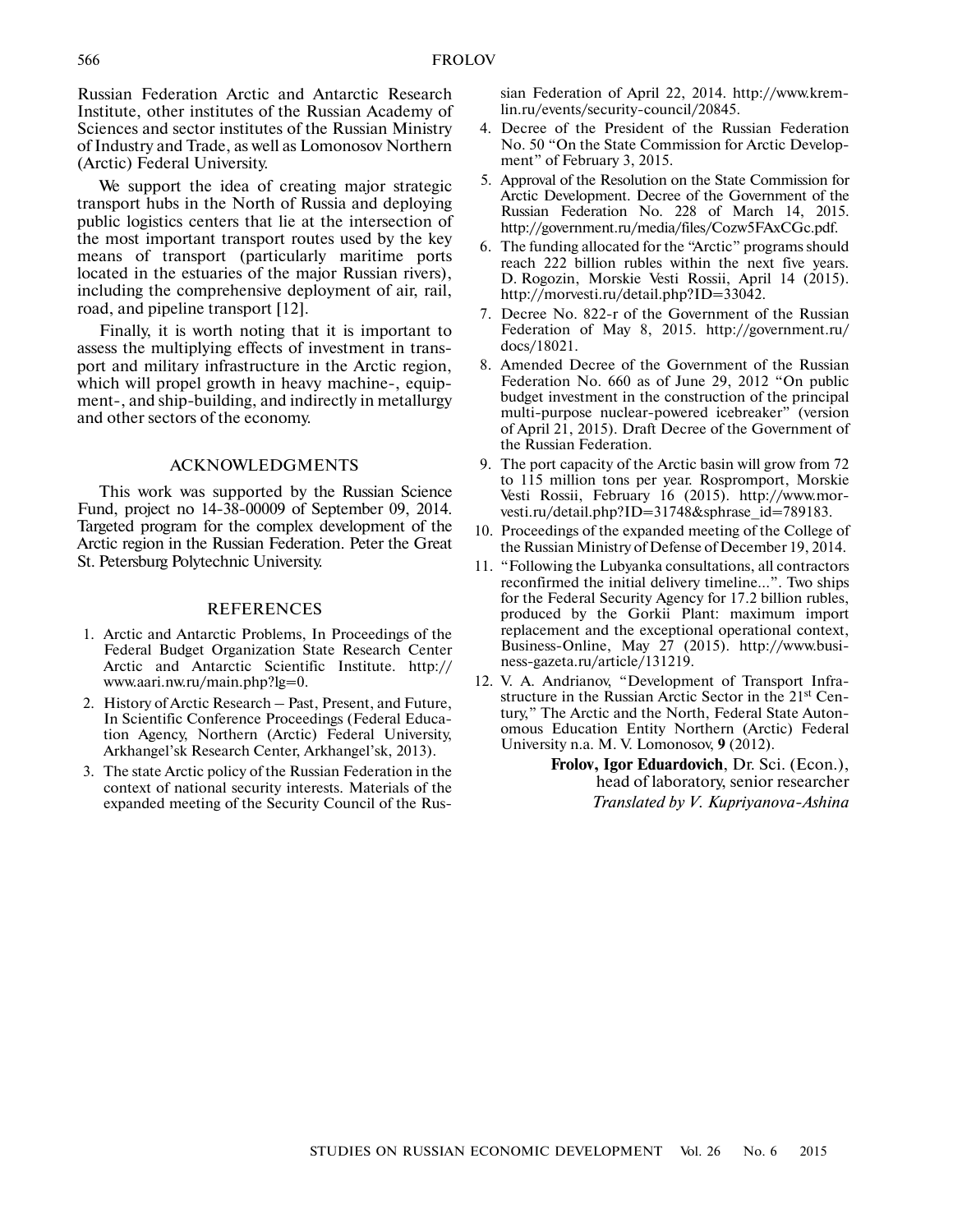Russian Federation Arctic and Antarctic Research Institute, other institutes of the Russian Academy of Sciences and sector institutes of the Russian Ministry of Industry and Trade, as well as Lomonosov Northern (Arctic) Federal University.

We support the idea of creating major strategic transport hubs in the North of Russia and deploying public logistics centers that lie at the intersection of the most important transport routes used by the key means of transport (particularly maritime ports located in the estuaries of the major Russian rivers), including the comprehensive deployment of air, rail, road, and pipeline transport [12].

Finally, it is worth noting that it is important to assess the multiplying effects of investment in transport and military infrastructure in the Arctic region, which will propel growth in heavy machine-, equipment-, and ship-building, and indirectly in metallurgy and other sectors of the economy.

## ACKNOWLEDGMENTS

This work was supported by the Russian Science Fund, project no 14-38-00009 of September 09, 2014. Targeted program for the complex development of the Arctic region in the Russian Federation. Peter the Great St. Petersburg Polytechnic University.

## REFERENCES

1. Arctic and Antarctic Problems, In Proceedings of the Federal Budget Organization State Research Center Arctic and Antarctic Scientific Institute. http://www.aari.nw.ru/main.php?lg=0.
2. History of Arctic Research – Past, Present, and Future, In Scientific Conference Proceedings (Federal Education Agency, Northern (Arctic) Federal University, Arkhangel'sk Research Center, Arkhangel'sk, 2013).
3. The state Arctic policy of the Russian Federation in the context of national security interests. Materials of the expanded meeting of the Security Council of the Russian Federation of April 22, 2014. http://www.kremlin.ru/events/security-council/20845.
4. Decree of the President of the Russian Federation No. 50 "On the State Commission for Arctic Development" of February 3, 2015.
5. Approval of the Resolution on the State Commission for Arctic Development. Decree of the Government of the Russian Federation No. 228 of March 14, 2015. http://government.ru/media/files/Cozw5FAxCGc.pdf.
6. The funding allocated for the "Arctic" programs should reach 222 billion rubles within the next five years. D. Rogozin, Morskie Vesti Rossii, April 14 (2015). http://morvesti.ru/detail.php?ID=33042.
7. Decree No. 822-r of the Government of the Russian Federation of May 8, 2015. http://government.ru/docs/18021.
8. Amended Decree of the Government of the Russian Federation No. 660 as of June 29, 2012 "On public budget investment in the construction of the principal multi-purpose nuclear-powered icebreaker" (version of April 21, 2015). Draft Decree of the Government of the Russian Federation.
9. The port capacity of the Arctic basin will grow from 72 to 115 million tons per year. Rospromport, Morskie Vesti Rossii, February 16 (2015). http://www.morvesti.ru/detail.php?ID=31748&sphrase_id=789183.
10. Proceedings of the expanded meeting of the College of the Russian Ministry of Defense of December 19, 2014.
11. "Following the Lubyanka consultations, all contractors reconfirmed the initial delivery timeline...". Two ships for the Federal Security Agency for 17.2 billion rubles, produced by the Gorkii Plant: maximum import replacement and the exceptional operational context, Business-Online, May 27 (2015). http://www.business-gazeta.ru/article/131219.
12. V. A. Andrianov, "Development of Transport Infrastructure in the Russian Arctic Sector in the 21st Century," The Arctic and the North, Federal State Autonomous Education Entity Northern (Arctic) Federal University n.a. M. V. Lomonosov, **9** (2012).

**Frolov, Igor Eduardovich**, Dr. Sci. (Econ.), head of laboratory, senior researcher

*Translated by V. Kupriyanova-Ashina*